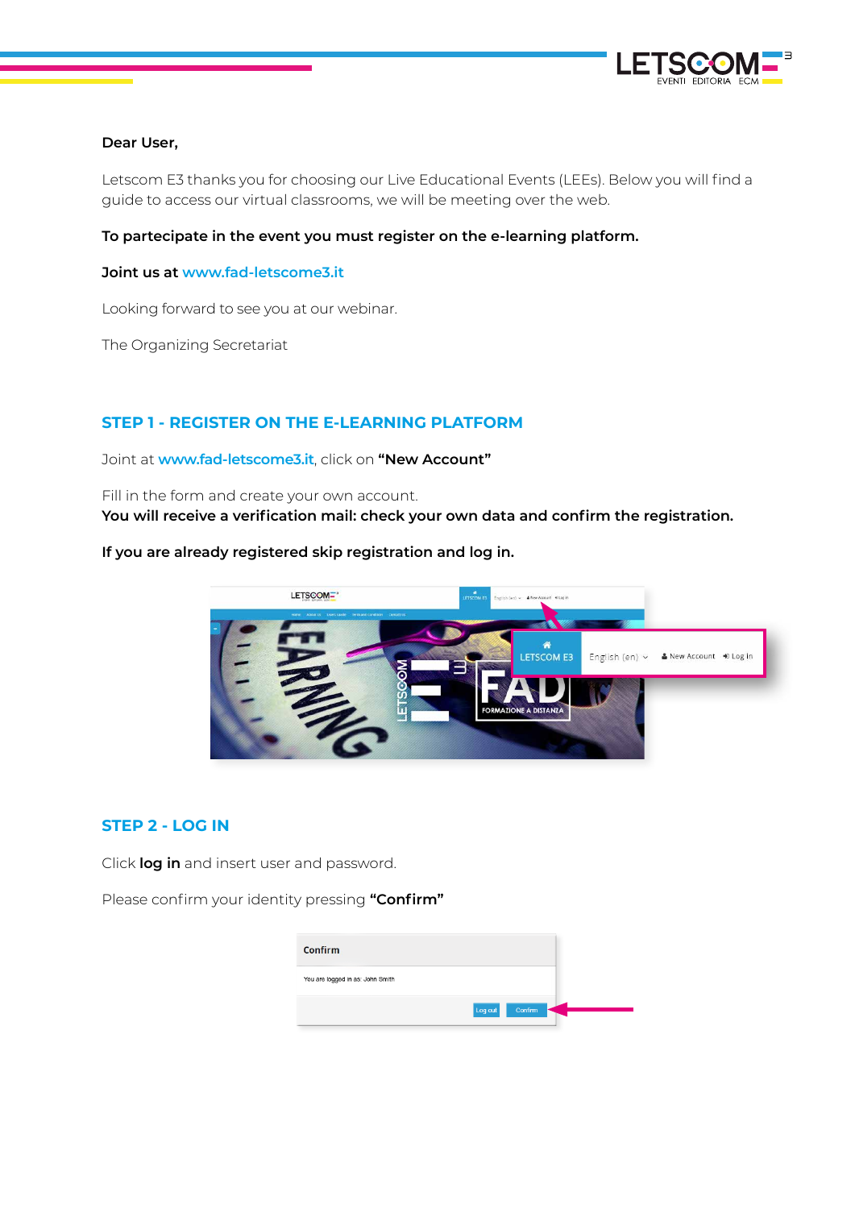**Dear User,**

Letscom E3 thanks you for choosing our Live Educational Events (LEEs). Below you will find a guide to access our virtual classrooms, we will be meeting over the web.

**To partecipate in the event you must register on the e-learning platform.**

**Joint us at www.fad-letscome3.it**

Looking forward to see you at our webinar.

The Organizing Secretariat

## STEP 1 - REGISTER ON THE E-LEARNING PLATFORM

Joint at **www.fad-letscome3.it**, click on **"New Account"**

Fill in the form and create your own account.
**You will receive a verification mail: check your own data and confirm the registration.**

**If you are already registered skip registration and log in.**

## STEP 2 - LOG IN

Click **log in** and insert user and password.

Please confirm your identity pressing **"Confirm"**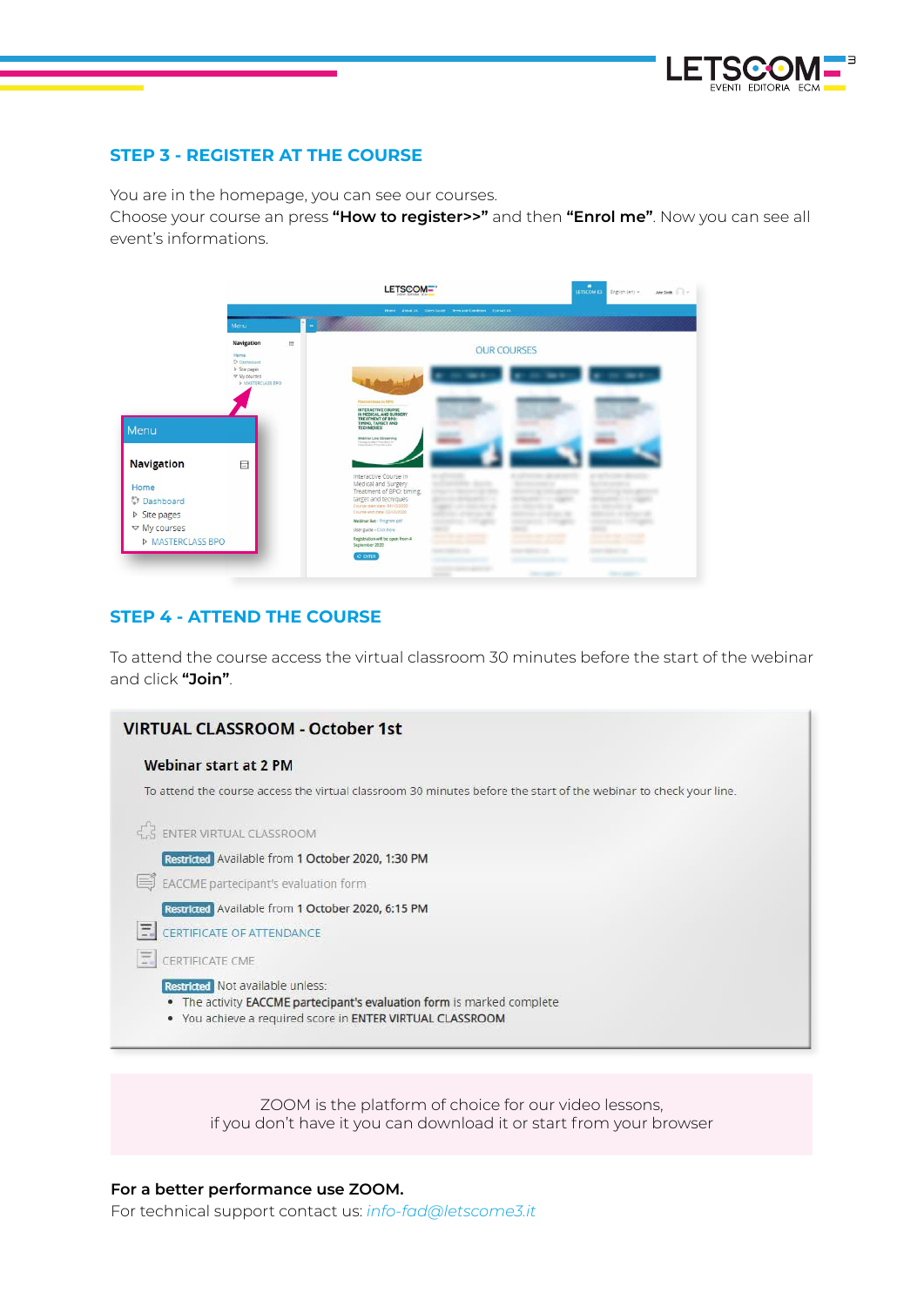## STEP 3 - REGISTER AT THE COURSE

You are in the homepage, you can see our courses.
Choose your course an press **"How to register>>"** and then **"Enrol me"**. Now you can see all event's informations.

Menu

Navigation

Home
Dashboard
Site pages
My courses
MASTERCLASS BPO

OUR COURSES

## STEP 4 - ATTEND THE COURSE

To attend the course access the virtual classroom 30 minutes before the start of the webinar and click **"Join"**.

**VIRTUAL CLASSROOM - October 1st**

**Webinar start at 2 PM**

To attend the course access the virtual classroom 30 minutes before the start of the webinar to check your line.

ENTER VIRTUAL CLASSROOM

Restricted Available from 1 October 2020, 1:30 PM

EACCME partecipant's evaluation form

Restricted Available from 1 October 2020, 6:15 PM

CERTIFICATE OF ATTENDANCE

CERTIFICATE CME

Restricted Not available unless:

- The activity **EACCME partecipant's evaluation form** is marked complete
- You achieve a required score in **ENTER VIRTUAL CLASSROOM**

ZOOM is the platform of choice for our video lessons,
if you don't have it you can download it or start from your browser

**For a better performance use ZOOM.**
For technical support contact us: *info-fad@letscome3.it*